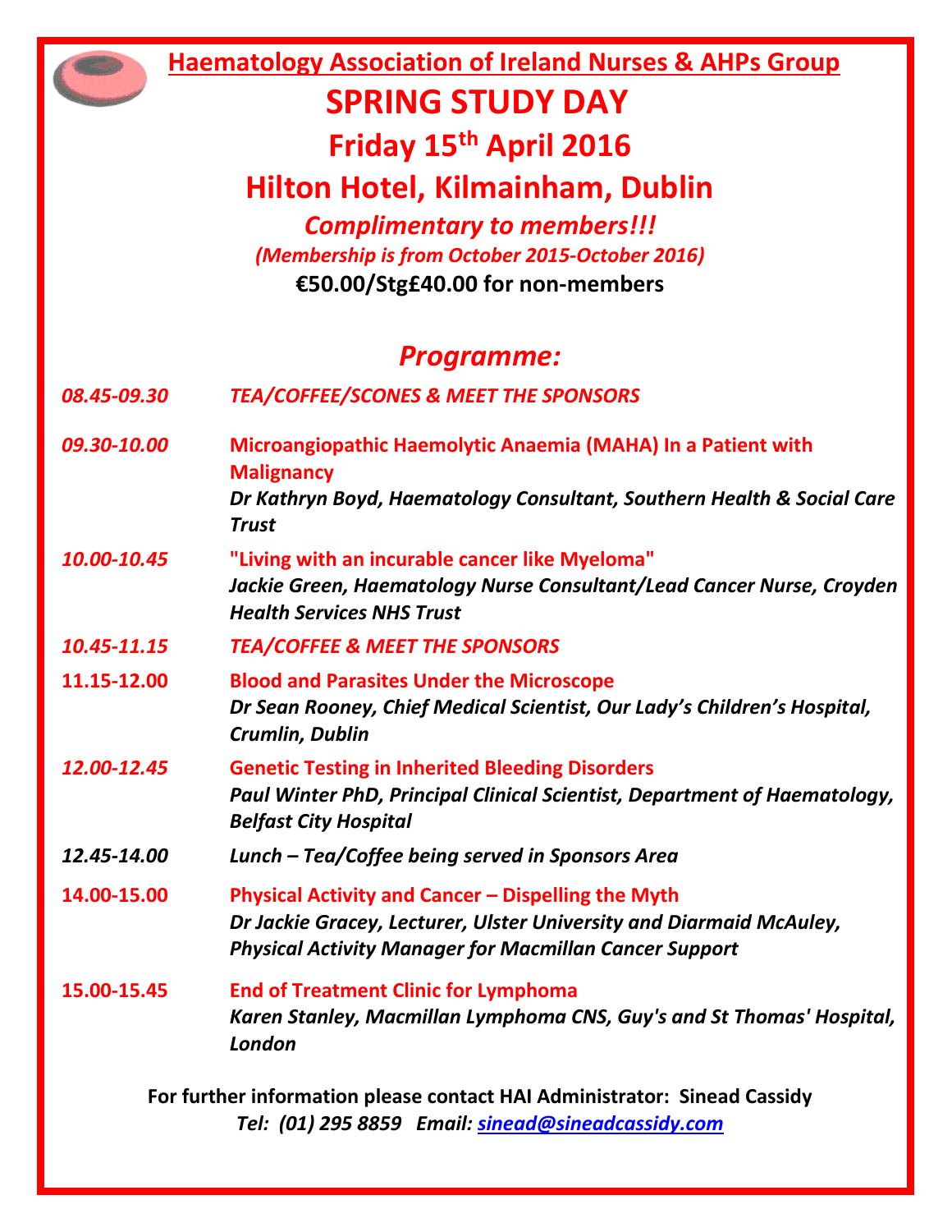# Haematology Association of Ireland Nurses & AHPs Group

# SPRING STUDY DAY

## Friday 15th April 2016

## Hilton Hotel, Kilmainham, Dublin

***Complimentary to members!!!***

*(Membership is from October 2015-October 2016)*

**€50.00/Stg£40.00 for non-members**

## *Programme:*

| | |
|---|---|
| *08.45-09.30* | *TEA/COFFEE/SCONES & MEET THE SPONSORS* |
| *09.30-10.00* | **Microangiopathic Haemolytic Anaemia (MAHA) In a Patient with Malignancy**<br>*Dr Kathryn Boyd, Haematology Consultant, Southern Health & Social Care Trust* |
| *10.00-10.45* | **"Living with an incurable cancer like Myeloma"**<br>*Jackie Green, Haematology Nurse Consultant/Lead Cancer Nurse, Croyden Health Services NHS Trust* |
| *10.45-11.15* | *TEA/COFFEE & MEET THE SPONSORS* |
| 11.15-12.00 | **Blood and Parasites Under the Microscope**<br>*Dr Sean Rooney, Chief Medical Scientist, Our Lady's Children's Hospital, Crumlin, Dublin* |
| *12.00-12.45* | **Genetic Testing in Inherited Bleeding Disorders**<br>*Paul Winter PhD, Principal Clinical Scientist, Department of Haematology, Belfast City Hospital* |
| *12.45-14.00* | *Lunch – Tea/Coffee being served in Sponsors Area* |
| 14.00-15.00 | **Physical Activity and Cancer – Dispelling the Myth**<br>*Dr Jackie Gracey, Lecturer, Ulster University and Diarmaid McAuley, Physical Activity Manager for Macmillan Cancer Support* |
| 15.00-15.45 | **End of Treatment Clinic for Lymphoma**<br>*Karen Stanley, Macmillan Lymphoma CNS, Guy's and St Thomas' Hospital, London* |

**For further information please contact HAI Administrator: Sinead Cassidy**

*Tel: (01) 295 8859 Email: sinead@sineadcassidy.com*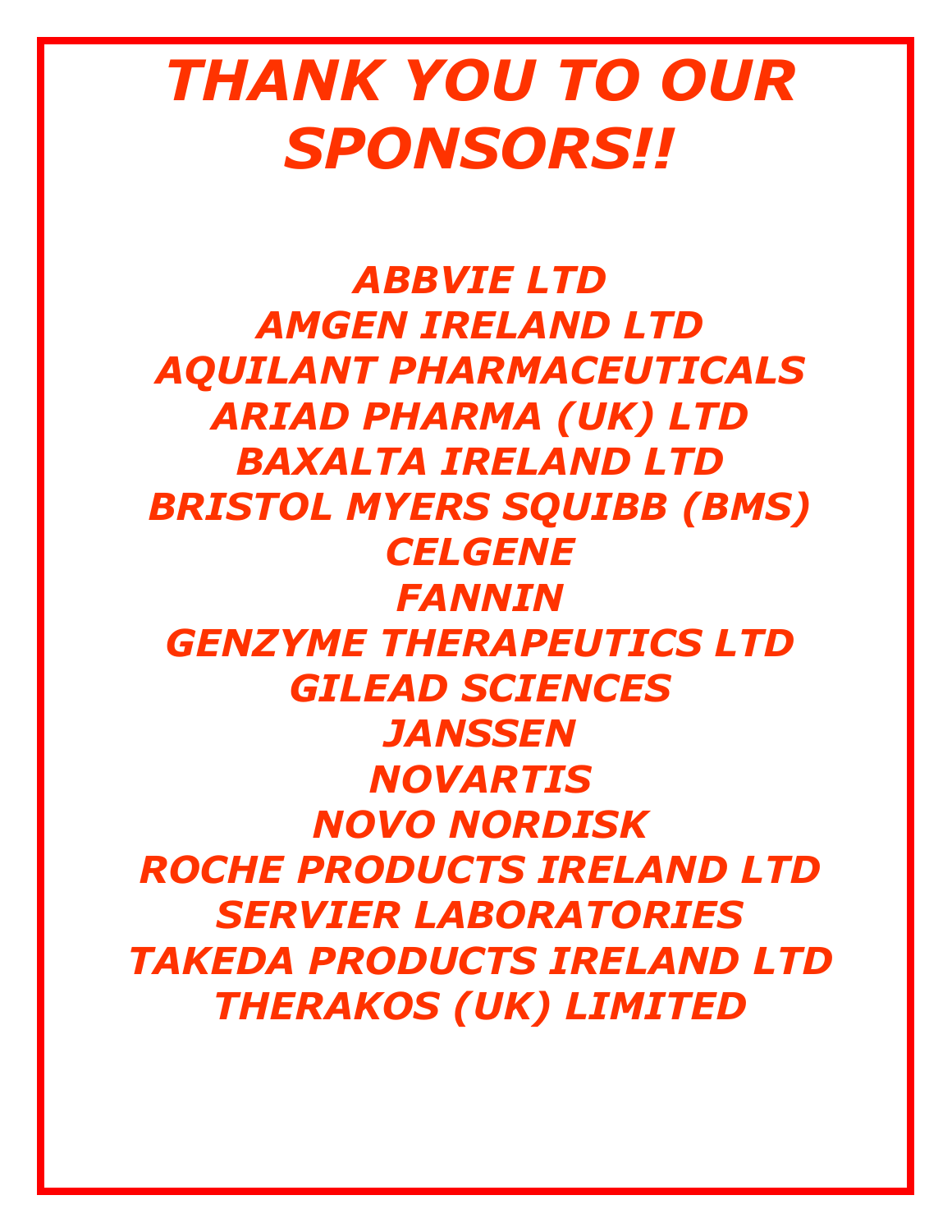# *THANK YOU TO OUR SPONSORS!!*

***ABBVIE LTD***
***AMGEN IRELAND LTD***
***AQUILANT PHARMACEUTICALS***
***ARIAD PHARMA (UK) LTD***
***BAXALTA IRELAND LTD***
***BRISTOL MYERS SQUIBB (BMS)***
***CELGENE***
***FANNIN***
***GENZYME THERAPEUTICS LTD***
***GILEAD SCIENCES***
***JANSSEN***
***NOVARTIS***
***NOVO NORDISK***
***ROCHE PRODUCTS IRELAND LTD***
***SERVIER LABORATORIES***
***TAKEDA PRODUCTS IRELAND LTD***
***THERAKOS (UK) LIMITED***